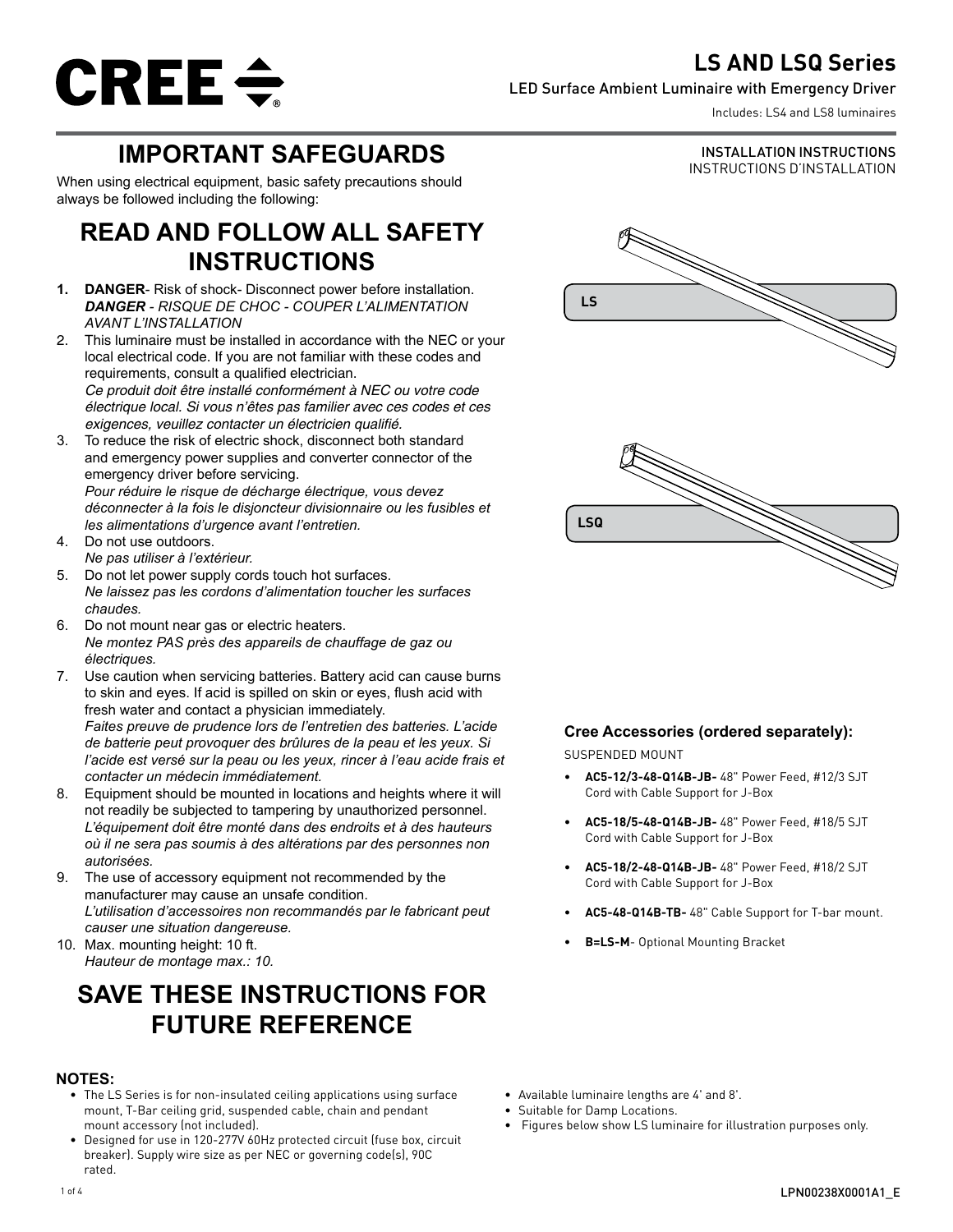# LS AND LSQ Series

LED Surface Ambient Luminaire with Emergency Driver

Includes: LS4 and LS8 luminaires

INSTALLATION INSTRUCTIONS
INSTRUCTIONS D'INSTALLATION

## IMPORTANT SAFEGUARDS

When using electrical equipment, basic safety precautions should always be followed including the following:

## READ AND FOLLOW ALL SAFETY INSTRUCTIONS

1. **DANGER**- Risk of shock- Disconnect power before installation.
   ***DANGER** - RISQUE DE CHOC - COUPER L'ALIMENTATION AVANT L'INSTALLATION*
2. This luminaire must be installed in accordance with the NEC or your local electrical code. If you are not familiar with these codes and requirements, consult a qualified electrician.
   *Ce produit doit être installé conformément à NEC ou votre code électrique local. Si vous n'êtes pas familier avec ces codes et ces exigences, veuillez contacter un électricien qualifié.*
3. To reduce the risk of electric shock, disconnect both standard and emergency power supplies and converter connector of the emergency driver before servicing.
   *Pour réduire le risque de décharge électrique, vous devez déconnecter à la fois le disjoncteur divisionnaire ou les fusibles et les alimentations d'urgence avant l'entretien.*
4. Do not use outdoors.
   *Ne pas utiliser à l'extérieur.*
5. Do not let power supply cords touch hot surfaces.
   *Ne laissez pas les cordons d'alimentation toucher les surfaces chaudes.*
6. Do not mount near gas or electric heaters.
   *Ne montez PAS près des appareils de chauffage de gaz ou électriques.*
7. Use caution when servicing batteries. Battery acid can cause burns to skin and eyes. If acid is spilled on skin or eyes, flush acid with fresh water and contact a physician immediately.
   *Faites preuve de prudence lors de l'entretien des batteries. L'acide de batterie peut provoquer des brûlures de la peau et les yeux. Si l'acide est versé sur la peau ou les yeux, rincer à l'eau acide frais et contacter un médecin immédiatement.*
8. Equipment should be mounted in locations and heights where it will not readily be subjected to tampering by unauthorized personnel.
   *L'équipement doit être monté dans des endroits et à des hauteurs où il ne sera pas soumis à des altérations par des personnes non autorisées.*
9. The use of accessory equipment not recommended by the manufacturer may cause an unsafe condition.
   *L'utilisation d'accessoires non recommandés par le fabricant peut causer une situation dangereuse.*
10. Max. mounting height: 10 ft.
    *Hauteur de montage max.: 10.*

## SAVE THESE INSTRUCTIONS FOR FUTURE REFERENCE

LS

LSQ

### Cree Accessories (ordered separately):

SUSPENDED MOUNT

- **AC5-12/3-48-Q14B-JB-** 48" Power Feed, #12/3 SJT Cord with Cable Support for J-Box
- **AC5-18/5-48-Q14B-JB-** 48" Power Feed, #18/5 SJT Cord with Cable Support for J-Box
- **AC5-18/2-48-Q14B-JB-** 48" Power Feed, #18/2 SJT Cord with Cable Support for J-Box
- **AC5-48-Q14B-TB-** 48" Cable Support for T-bar mount.
- **B=LS-M**- Optional Mounting Bracket

### NOTES:

- The LS Series is for non-insulated ceiling applications using surface mount, T-Bar ceiling grid, suspended cable, chain and pendant mount accessory (not included).
- Designed for use in 120-277V 60Hz protected circuit (fuse box, circuit breaker). Supply wire size as per NEC or governing code(s), 90C rated.
- Available luminaire lengths are 4' and 8'.
- Suitable for Damp Locations.
- Figures below show LS luminaire for illustration purposes only.

LPN00238X0001A1_E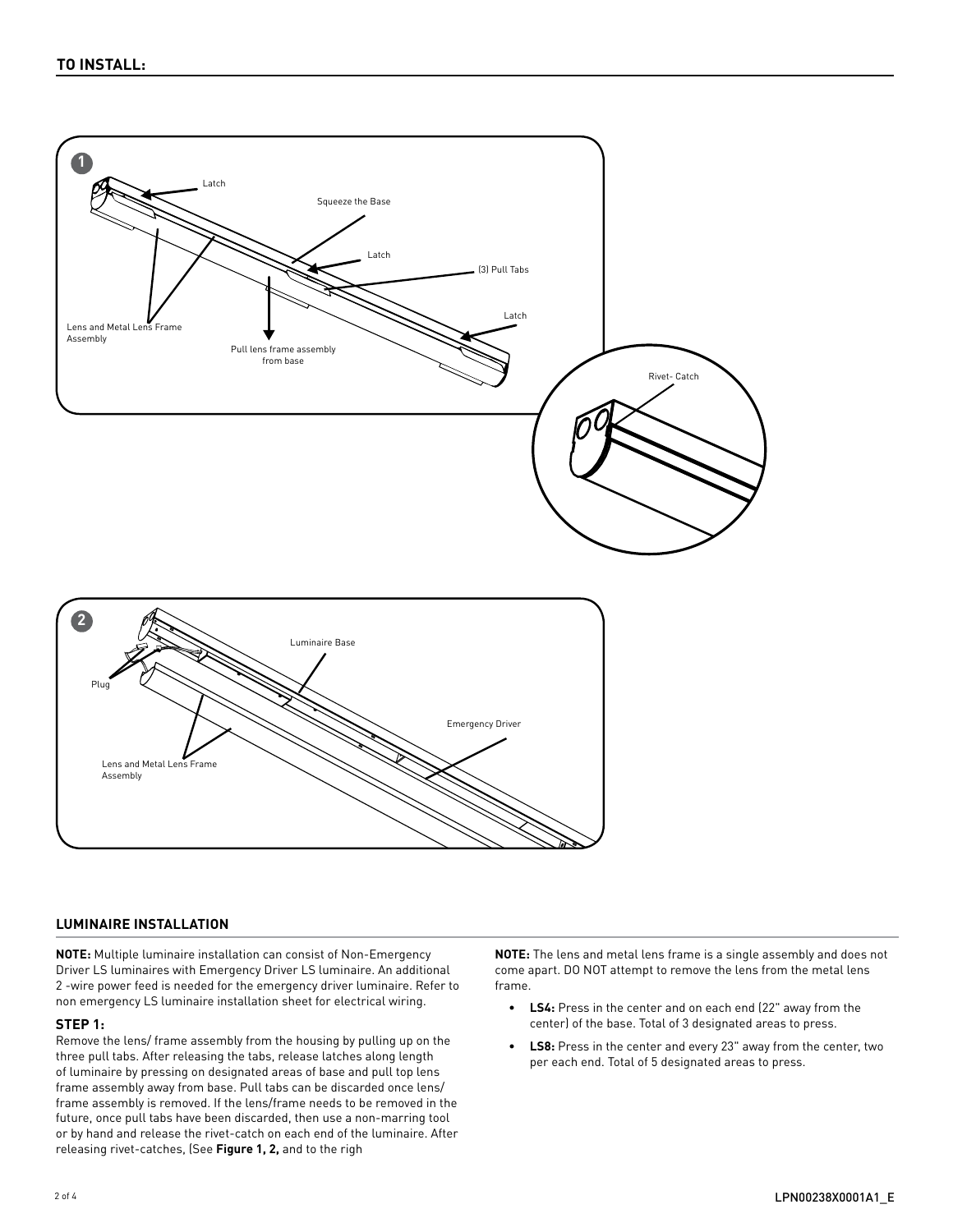## TO INSTALL:

## LUMINAIRE INSTALLATION

**NOTE:** Multiple luminaire installation can consist of Non-Emergency Driver LS luminaires with Emergency Driver LS luminaire. An additional 2 -wire power feed is needed for the emergency driver luminaire. Refer to non emergency LS luminaire installation sheet for electrical wiring.

### STEP 1:

Remove the lens/ frame assembly from the housing by pulling up on the three pull tabs. After releasing the tabs, release latches along length of luminaire by pressing on designated areas of base and pull top lens frame assembly away from base. Pull tabs can be discarded once lens/ frame assembly is removed. If the lens/frame needs to be removed in the future, once pull tabs have been discarded, then use a non-marring tool or by hand and release the rivet-catch on each end of the luminaire. After releasing rivet-catches, (See **Figure 1, 2,** and to the righ

**NOTE:** The lens and metal lens frame is a single assembly and does not come apart. DO NOT attempt to remove the lens from the metal lens frame.

- **LS4:** Press in the center and on each end (22" away from the center) of the base. Total of 3 designated areas to press.
- **LS8:** Press in the center and every 23" away from the center, two per each end. Total of 5 designated areas to press.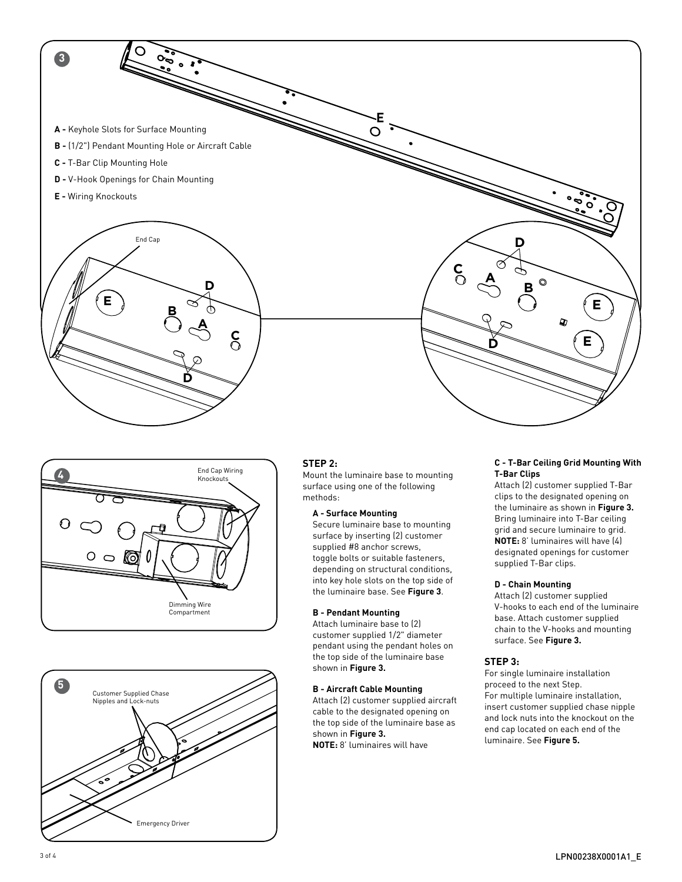**3**

**A -** Keyhole Slots for Surface Mounting

**B -** (1/2") Pendant Mounting Hole or Aircraft Cable

**C -** T-Bar Clip Mounting Hole

**D -** V-Hook Openings for Chain Mounting

**E -** Wiring Knockouts

End Cap

**4**

End Cap Wiring Knockouts

Dimming Wire Compartment

**5**

Customer Supplied Chase Nipples and Lock-nuts

Emergency Driver

### STEP 2:

Mount the luminaire base to mounting surface using one of the following methods:

**A - Surface Mounting**

Secure luminaire base to mounting surface by inserting (2) customer supplied #8 anchor screws, toggle bolts or suitable fasteners, depending on structural conditions, into key hole slots on the top side of the luminaire base. See **Figure 3**.

**B - Pendant Mounting**

Attach luminaire base to (2) customer supplied 1/2" diameter pendant using the pendant holes on the top side of the luminaire base shown in **Figure 3.**

**B - Aircraft Cable Mounting**

Attach (2) customer supplied aircraft cable to the designated opening on the top side of the luminaire base as shown in **Figure 3.**

**NOTE:** 8' luminaires will have

**C - T-Bar Ceiling Grid Mounting With T-Bar Clips**

Attach (2) customer supplied T-Bar clips to the designated opening on the luminaire as shown in **Figure 3.** Bring luminaire into T-Bar ceiling grid and secure luminaire to grid. **NOTE:** 8' luminaires will have (4) designated openings for customer supplied T-Bar clips.

**D - Chain Mounting**

Attach (2) customer supplied V-hooks to each end of the luminaire base. Attach customer supplied chain to the V-hooks and mounting surface. See **Figure 3.**

### STEP 3:

For single luminaire installation proceed to the next Step.

For multiple luminaire installation, insert customer supplied chase nipple and lock nuts into the knockout on the end cap located on each end of the luminaire. See **Figure 5.**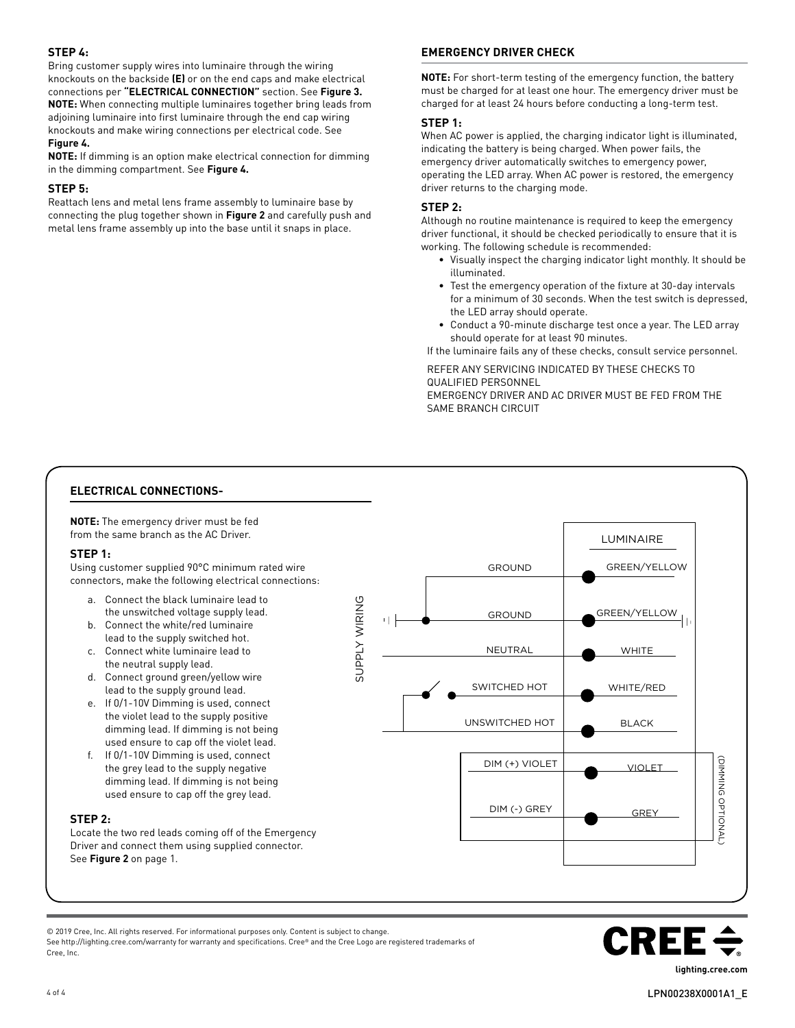### STEP 4:

Bring customer supply wires into luminaire through the wiring knockouts on the backside **(E)** or on the end caps and make electrical connections per **"ELECTRICAL CONNECTION"** section. See **Figure 3.**

**NOTE:** When connecting multiple luminaires together bring leads from adjoining luminaire into first luminaire through the end cap wiring knockouts and make wiring connections per electrical code. See **Figure 4.**

**NOTE:** If dimming is an option make electrical connection for dimming in the dimming compartment. See **Figure 4.**

### STEP 5:

Reattach lens and metal lens frame assembly to luminaire base by connecting the plug together shown in **Figure 2** and carefully push and metal lens frame assembly up into the base until it snaps in place.

## EMERGENCY DRIVER CHECK

**NOTE:** For short-term testing of the emergency function, the battery must be charged for at least one hour. The emergency driver must be charged for at least 24 hours before conducting a long-term test.

### STEP 1:

When AC power is applied, the charging indicator light is illuminated, indicating the battery is being charged. When power fails, the emergency driver automatically switches to emergency power, operating the LED array. When AC power is restored, the emergency driver returns to the charging mode.

### STEP 2:

Although no routine maintenance is required to keep the emergency driver functional, it should be checked periodically to ensure that it is working. The following schedule is recommended:

- Visually inspect the charging indicator light monthly. It should be illuminated.
- Test the emergency operation of the fixture at 30-day intervals for a minimum of 30 seconds. When the test switch is depressed, the LED array should operate.
- Conduct a 90-minute discharge test once a year. The LED array should operate for at least 90 minutes.

If the luminaire fails any of these checks, consult service personnel.

REFER ANY SERVICING INDICATED BY THESE CHECKS TO QUALIFIED PERSONNEL
EMERGENCY DRIVER AND AC DRIVER MUST BE FED FROM THE SAME BRANCH CIRCUIT

## ELECTRICAL CONNECTIONS-

**NOTE:** The emergency driver must be fed from the same branch as the AC Driver.

### STEP 1:

Using customer supplied 90°C minimum rated wire connectors, make the following electrical connections:

a. Connect the black luminaire lead to the unswitched voltage supply lead.
b. Connect the white/red luminaire lead to the supply switched hot.
c. Connect white luminaire lead to the neutral supply lead.
d. Connect ground green/yellow wire lead to the supply ground lead.
e. If 0/1-10V Dimming is used, connect the violet lead to the supply positive dimming lead. If dimming is not being used ensure to cap off the violet lead.
f. If 0/1-10V Dimming is used, connect the grey lead to the supply negative dimming lead. If dimming is not being used ensure to cap off the grey lead.

### STEP 2:

Locate the two red leads coming off of the Emergency Driver and connect them using supplied connector. See **Figure 2** on page 1.

SUPPLY WIRING

LUMINAIRE

GROUND — GREEN/YELLOW
GROUND — GREEN/YELLOW
NEUTRAL — WHITE
SWITCHED HOT — WHITE/RED
UNSWITCHED HOT — BLACK
DIM (+) VIOLET — VIOLET
DIM (-) GREY — GREY

(DIMMING OPTIONAL)

© 2019 Cree, Inc. All rights reserved. For informational purposes only. Content is subject to change.
See http://lighting.cree.com/warranty for warranty and specifications. Cree® and the Cree Logo are registered trademarks of Cree, Inc.

CREE
lighting.cree.com

LPN00238X0001A1_E